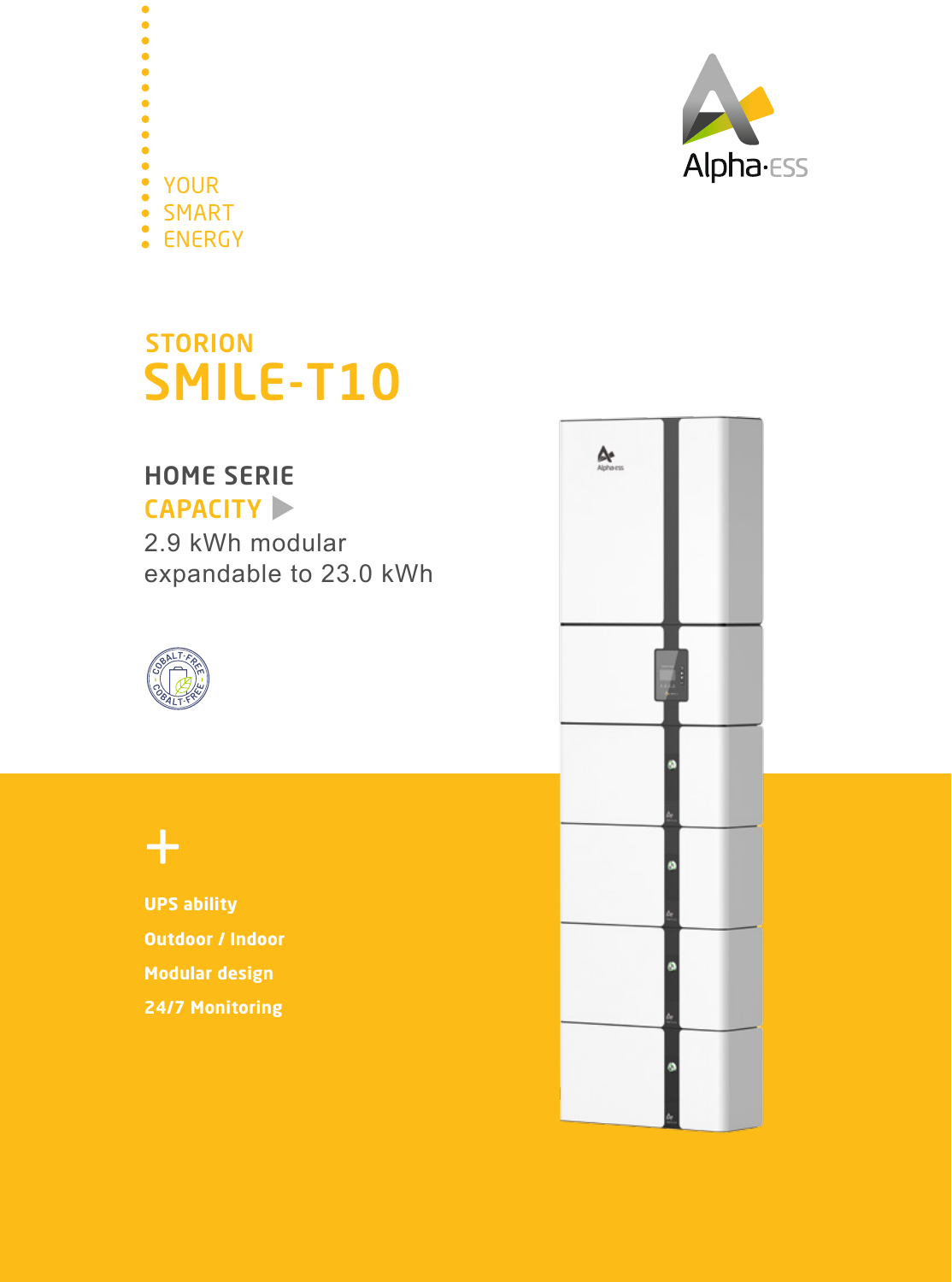YOUR
SMART
ENERGY

Alpha·ESS

## STORION

# SMILE-T10

### HOME SERIE

### CAPACITY ▶

2.9 kWh modular
expandable to 23.0 kWh

COBALT-FREE

+

**UPS ability**

**Outdoor / Indoor**

**Modular design**

**24/7 Monitoring**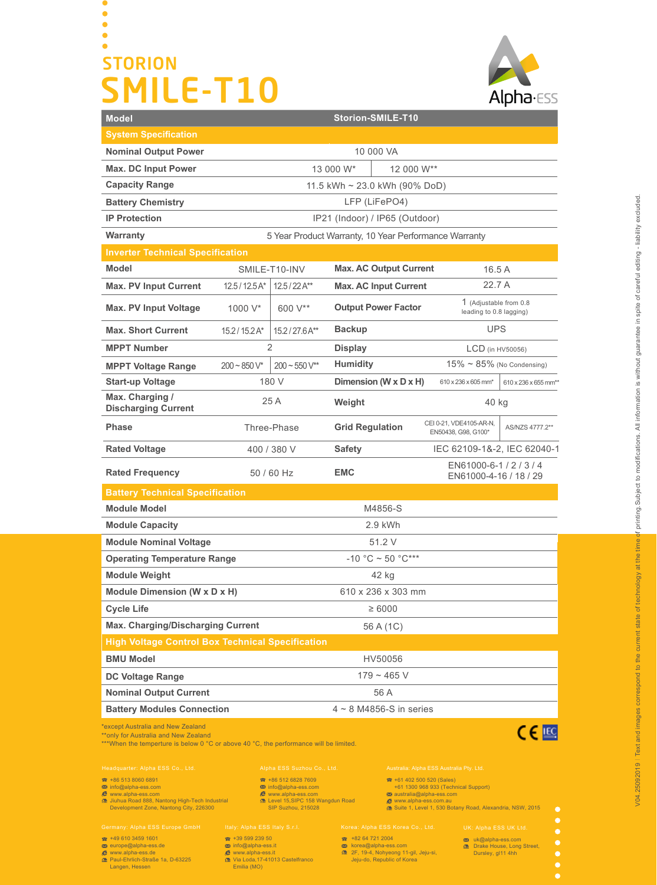# STORION
# SMILE-T10

Alpha·ESS

| Model | Storion-SMILE-T10 | |
|---|---|---|
| **System Specification** | | |
| Nominal Output Power | 10 000 VA | |
| Max. DC Input Power | 13 000 W* | 12 000 W** |
| Capacity Range | 11.5 kWh ~ 23.0 kWh (90% DoD) | |
| Battery Chemistry | LFP (LiFePO4) | |
| IP Protection | IP21 (Indoor) / IP65 (Outdoor) | |
| Warranty | 5 Year Product Warranty, 10 Year Performance Warranty | |

**Inverter Technical Specification**

| | | | | | |
|---|---|---|---|---|---|
| Model | SMILE-T10-INV | | Max. AC Output Current | 16.5 A | |
| Max. PV Input Current | 12.5 / 12.5 A* | 12.5 / 22 A** | Max. AC Input Current | 22.7 A | |
| Max. PV Input Voltage | 1000 V* | 600 V** | Output Power Factor | 1 (Adjustable from 0.8 leading to 0.8 lagging) | |
| Max. Short Current | 15.2 / 15.2 A* | 15.2 / 27.6 A** | Backup | UPS | |
| MPPT Number | 2 | | Display | LCD (in HV50056) | |
| MPPT Voltage Range | 200 ~ 850 V* | 200 ~ 550 V** | Humidity | 15% ~ 85% (No Condensing) | |
| Start-up Voltage | 180 V | | Dimension (W x D x H) | 610 x 236 x 605 mm* | 610 x 236 x 655 mm** |
| Max. Charging / Discharging Current | 25 A | | Weight | 40 kg | |
| Phase | Three-Phase | | Grid Regulation | CEI 0-21, VDE4105-AR-N, EN50438, G98, G100* | AS/NZS 4777.2** |
| Rated Voltage | 400 / 380 V | | Safety | IEC 62109-1&-2, IEC 62040-1 | |
| Rated Frequency | 50 / 60 Hz | | EMC | EN61000-6-1 / 2 / 3 / 4<br>EN61000-4-16 / 18 / 29 | |

| **Battery Technical Specification** | |
|---|---|
| Module Model | M4856-S |
| Module Capacity | 2.9 kWh |
| Module Nominal Voltage | 51.2 V |
| Operating Temperature Range | -10 °C ~ 50 °C*** |
| Module Weight | 42 kg |
| Module Dimension (W x D x H) | 610 x 236 x 303 mm |
| Cycle Life | ≥ 6000 |
| Max. Charging/Discharging Current | 56 A (1C) |
| **High Voltage Control Box Technical Specification** | |
| BMU Model | HV50056 |
| DC Voltage Range | 179 ~ 465 V |
| Nominal Output Current | 56 A |
| Battery Modules Connection | 4 ~ 8 M4856-S in series |

*except Australia and New Zealand
**only for Australia and New Zealand
***When the temperture is below 0 °C or above 40 °C, the performance will be limited.

Headquarter: Alpha ESS Co., Ltd.
+86 513 8060 6891
info@alpha-ess.com
www.alpha-ess.com
Jiuhua Road 888, Nantong High-Tech Industrial Development Zone, Nantong City, 226300

Alpha ESS Suzhou Co., Ltd.
+86 512 6828 7609
info@alpha-ess.com
www.alpha-ess.com
Level 15,SIPC 158 Wangdun Road SIP Suzhou, 215028

Australia: Alpha ESS Australia Pty. Ltd.
+61 402 500 520 (Sales)
+61 1300 968 933 (Technical Support)
australia@alpha-ess.com
www.alpha-ess.com.au
Suite 1, Level 1, 530 Botany Road, Alexandria, NSW, 2015

Germany: Alpha ESS Europe GmbH
+49 610 3459 1601
europe@alpha-ess.de
www.alpha-ess.de
Paul-Ehrlich-Straße 1a, D-63225 Langen, Hessen

Italy: Alpha ESS Italy S.r.l.
+39 599 239 50
info@alpha-ess.it
www.alpha-ess.it
Via Loda,17-41013 Castelfranco Emilia (MO)

Korea: Alpha ESS Korea Co., Ltd.
+82 64 721 2004
korea@alpha-ess.com
2F, 19-4, Nohyeong 11-gil, Jeju-si, Jeju-do, Republic of Korea

UK: Alpha ESS UK Ltd.
uk@alpha-ess.com
Drake House, Long Street, Dursley, gl11 4hh

V04 25092019 Text and images correspond to the current state of technology at the time of printing.Subject to modifications. All information is without guarantee in spite of careful editing - liability excluded.